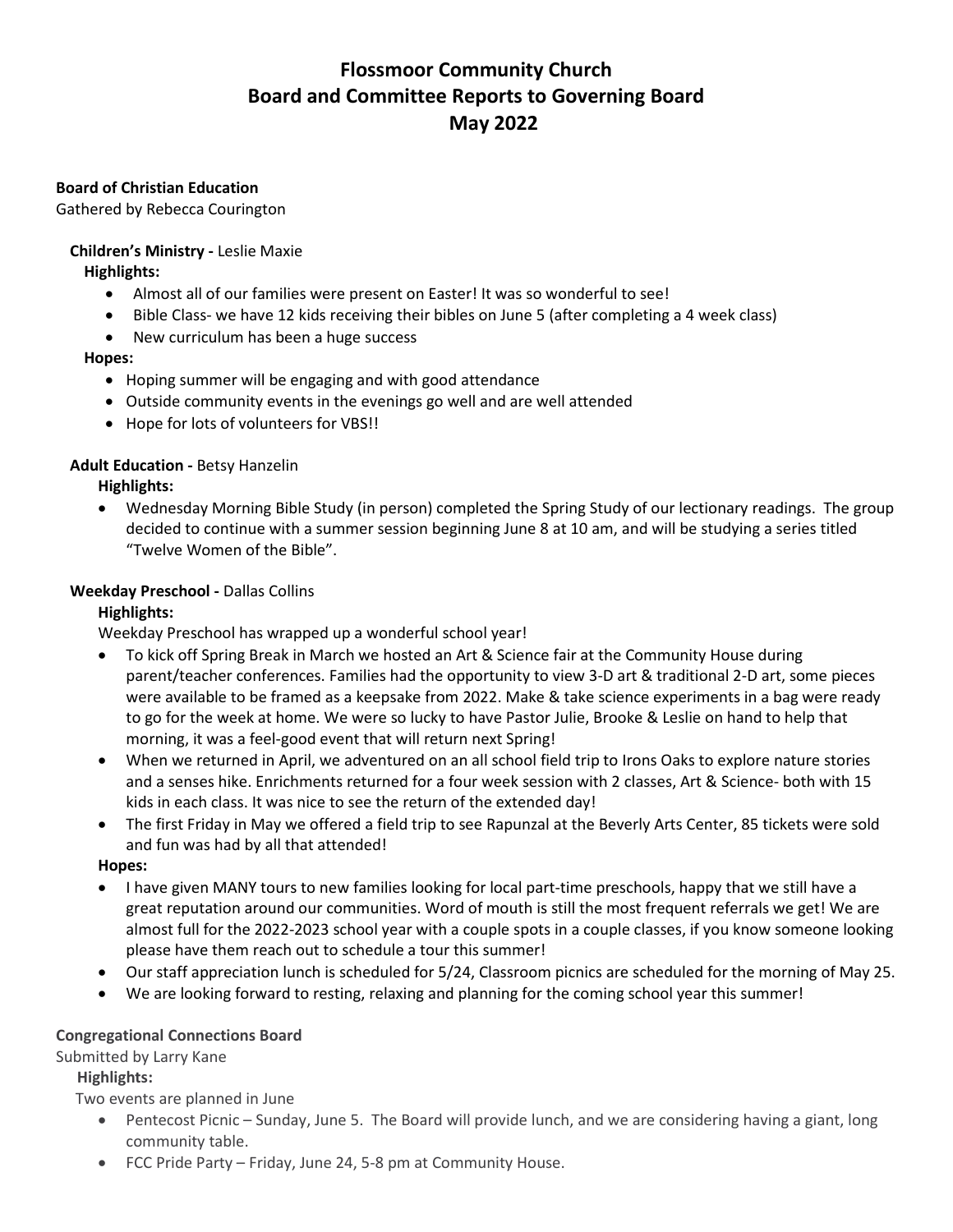# Flossmoor Community Church
# Board and Committee Reports to Governing Board
# May 2022

**Board of Christian Education**
Gathered by Rebecca Courington

**Children's Ministry -** Leslie Maxie

**Highlights:**

- Almost all of our families were present on Easter! It was so wonderful to see!
- Bible Class- we have 12 kids receiving their bibles on June 5 (after completing a 4 week class)
- New curriculum has been a huge success

**Hopes:**

- Hoping summer will be engaging and with good attendance
- Outside community events in the evenings go well and are well attended
- Hope for lots of volunteers for VBS!!

**Adult Education -** Betsy Hanzelin

**Highlights:**

- Wednesday Morning Bible Study (in person) completed the Spring Study of our lectionary readings. The group decided to continue with a summer session beginning June 8 at 10 am, and will be studying a series titled "Twelve Women of the Bible".

**Weekday Preschool -** Dallas Collins

**Highlights:**

Weekday Preschool has wrapped up a wonderful school year!

- To kick off Spring Break in March we hosted an Art & Science fair at the Community House during parent/teacher conferences. Families had the opportunity to view 3-D art & traditional 2-D art, some pieces were available to be framed as a keepsake from 2022. Make & take science experiments in a bag were ready to go for the week at home. We were so lucky to have Pastor Julie, Brooke & Leslie on hand to help that morning, it was a feel-good event that will return next Spring!
- When we returned in April, we adventured on an all school field trip to Irons Oaks to explore nature stories and a senses hike. Enrichments returned for a four week session with 2 classes, Art & Science- both with 15 kids in each class. It was nice to see the return of the extended day!
- The first Friday in May we offered a field trip to see Rapunzal at the Beverly Arts Center, 85 tickets were sold and fun was had by all that attended!

**Hopes:**

- I have given MANY tours to new families looking for local part-time preschools, happy that we still have a great reputation around our communities. Word of mouth is still the most frequent referrals we get! We are almost full for the 2022-2023 school year with a couple spots in a couple classes, if you know someone looking please have them reach out to schedule a tour this summer!
- Our staff appreciation lunch is scheduled for 5/24, Classroom picnics are scheduled for the morning of May 25.
- We are looking forward to resting, relaxing and planning for the coming school year this summer!

**Congregational Connections Board**
Submitted by Larry Kane

**Highlights:**

Two events are planned in June

- Pentecost Picnic – Sunday, June 5. The Board will provide lunch, and we are considering having a giant, long community table.
- FCC Pride Party – Friday, June 24, 5-8 pm at Community House.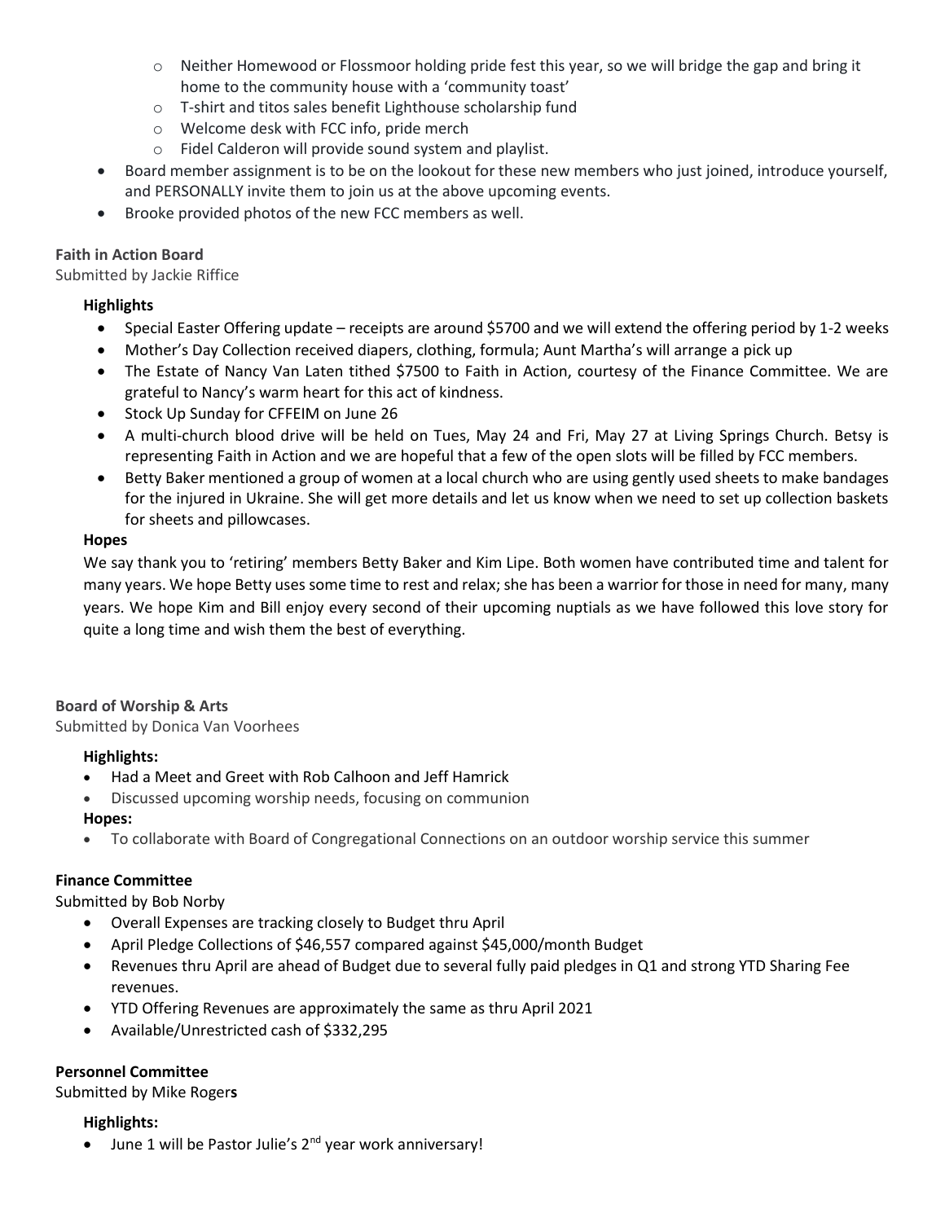- Neither Homewood or Flossmoor holding pride fest this year, so we will bridge the gap and bring it home to the community house with a 'community toast'
  - T-shirt and titos sales benefit Lighthouse scholarship fund
  - Welcome desk with FCC info, pride merch
  - Fidel Calderon will provide sound system and playlist.
- Board member assignment is to be on the lookout for these new members who just joined, introduce yourself, and PERSONALLY invite them to join us at the above upcoming events.
- Brooke provided photos of the new FCC members as well.

**Faith in Action Board**

Submitted by Jackie Riffice

**Highlights**

- Special Easter Offering update – receipts are around $5700 and we will extend the offering period by 1-2 weeks
- Mother's Day Collection received diapers, clothing, formula; Aunt Martha's will arrange a pick up
- The Estate of Nancy Van Laten tithed $7500 to Faith in Action, courtesy of the Finance Committee. We are grateful to Nancy's warm heart for this act of kindness.
- Stock Up Sunday for CFFEIM on June 26
- A multi-church blood drive will be held on Tues, May 24 and Fri, May 27 at Living Springs Church. Betsy is representing Faith in Action and we are hopeful that a few of the open slots will be filled by FCC members.
- Betty Baker mentioned a group of women at a local church who are using gently used sheets to make bandages for the injured in Ukraine. She will get more details and let us know when we need to set up collection baskets for sheets and pillowcases.

**Hopes**

We say thank you to 'retiring' members Betty Baker and Kim Lipe. Both women have contributed time and talent for many years. We hope Betty uses some time to rest and relax; she has been a warrior for those in need for many, many years. We hope Kim and Bill enjoy every second of their upcoming nuptials as we have followed this love story for quite a long time and wish them the best of everything.

**Board of Worship & Arts**

Submitted by Donica Van Voorhees

**Highlights:**

- Had a Meet and Greet with Rob Calhoon and Jeff Hamrick
- Discussed upcoming worship needs, focusing on communion

**Hopes:**

- To collaborate with Board of Congregational Connections on an outdoor worship service this summer

**Finance Committee**

Submitted by Bob Norby

- Overall Expenses are tracking closely to Budget thru April
- April Pledge Collections of $46,557 compared against $45,000/month Budget
- Revenues thru April are ahead of Budget due to several fully paid pledges in Q1 and strong YTD Sharing Fee revenues.
- YTD Offering Revenues are approximately the same as thru April 2021
- Available/Unrestricted cash of $332,295

**Personnel Committee**

Submitted by Mike Rogers

**Highlights:**

- June 1 will be Pastor Julie's 2nd year work anniversary!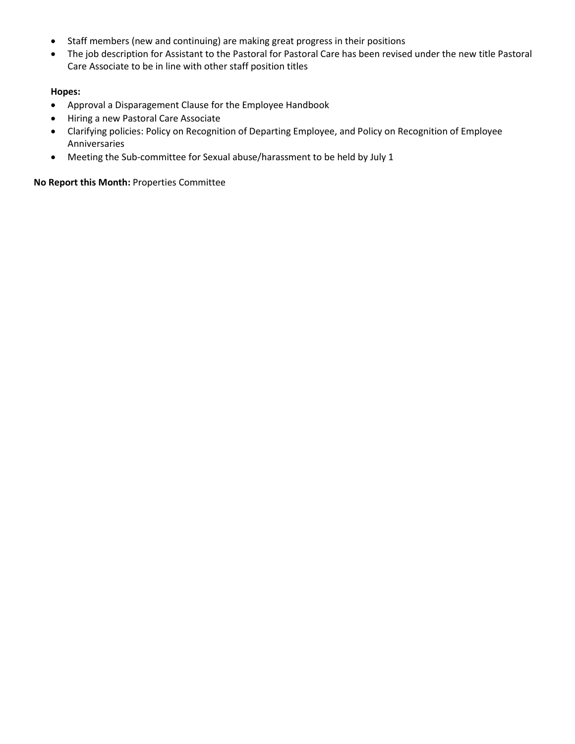- Staff members (new and continuing) are making great progress in their positions
- The job description for Assistant to the Pastoral for Pastoral Care has been revised under the new title Pastoral Care Associate to be in line with other staff position titles

**Hopes:**

- Approval a Disparagement Clause for the Employee Handbook
- Hiring a new Pastoral Care Associate
- Clarifying policies: Policy on Recognition of Departing Employee, and Policy on Recognition of Employee Anniversaries
- Meeting the Sub-committee for Sexual abuse/harassment to be held by July 1

**No Report this Month:** Properties Committee